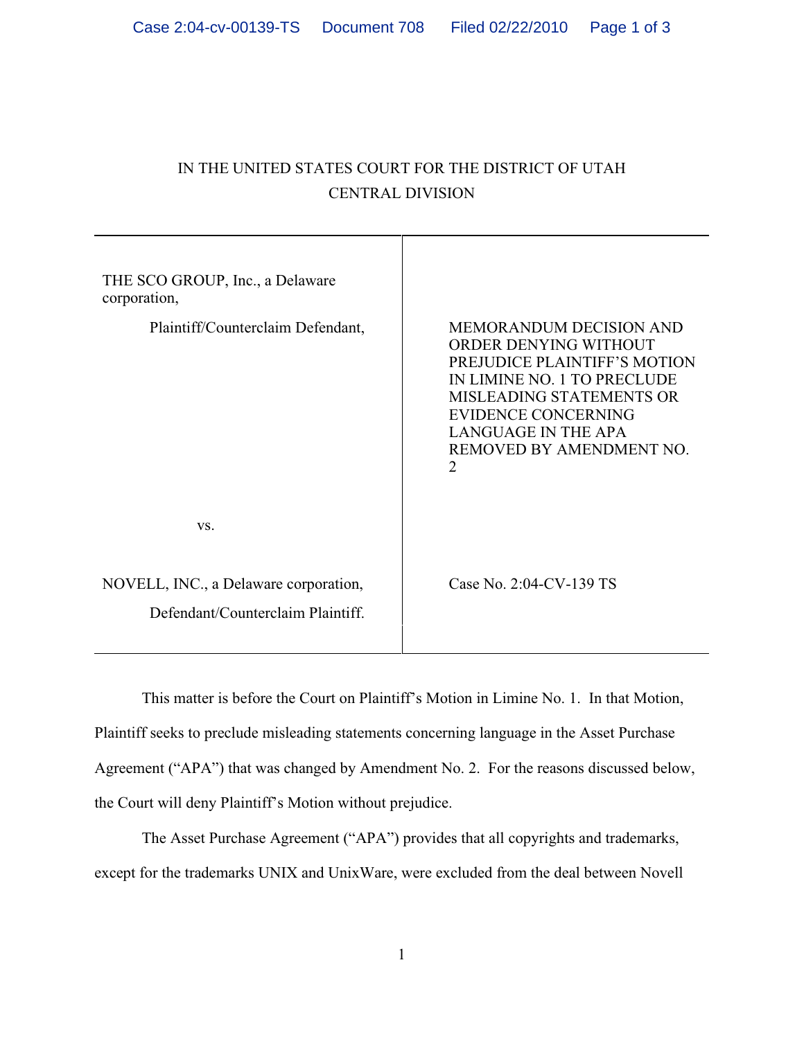IN THE UNITED STATES COURT FOR THE DISTRICT OF UTAH
CENTRAL DIVISION

| | |
|---|---|
| THE SCO GROUP, Inc., a Delaware corporation,<br><br>Plaintiff/Counterclaim Defendant,<br><br>vs.<br><br>NOVELL, INC., a Delaware corporation,<br><br>Defendant/Counterclaim Plaintiff. | MEMORANDUM DECISION AND ORDER DENYING WITHOUT PREJUDICE PLAINTIFF'S MOTION IN LIMINE NO. 1 TO PRECLUDE MISLEADING STATEMENTS OR EVIDENCE CONCERNING LANGUAGE IN THE APA REMOVED BY AMENDMENT NO. 2<br><br>Case No. 2:04-CV-139 TS |

This matter is before the Court on Plaintiff's Motion in Limine No. 1. In that Motion, Plaintiff seeks to preclude misleading statements concerning language in the Asset Purchase Agreement ("APA") that was changed by Amendment No. 2. For the reasons discussed below, the Court will deny Plaintiff's Motion without prejudice.

The Asset Purchase Agreement ("APA") provides that all copyrights and trademarks, except for the trademarks UNIX and UnixWare, were excluded from the deal between Novell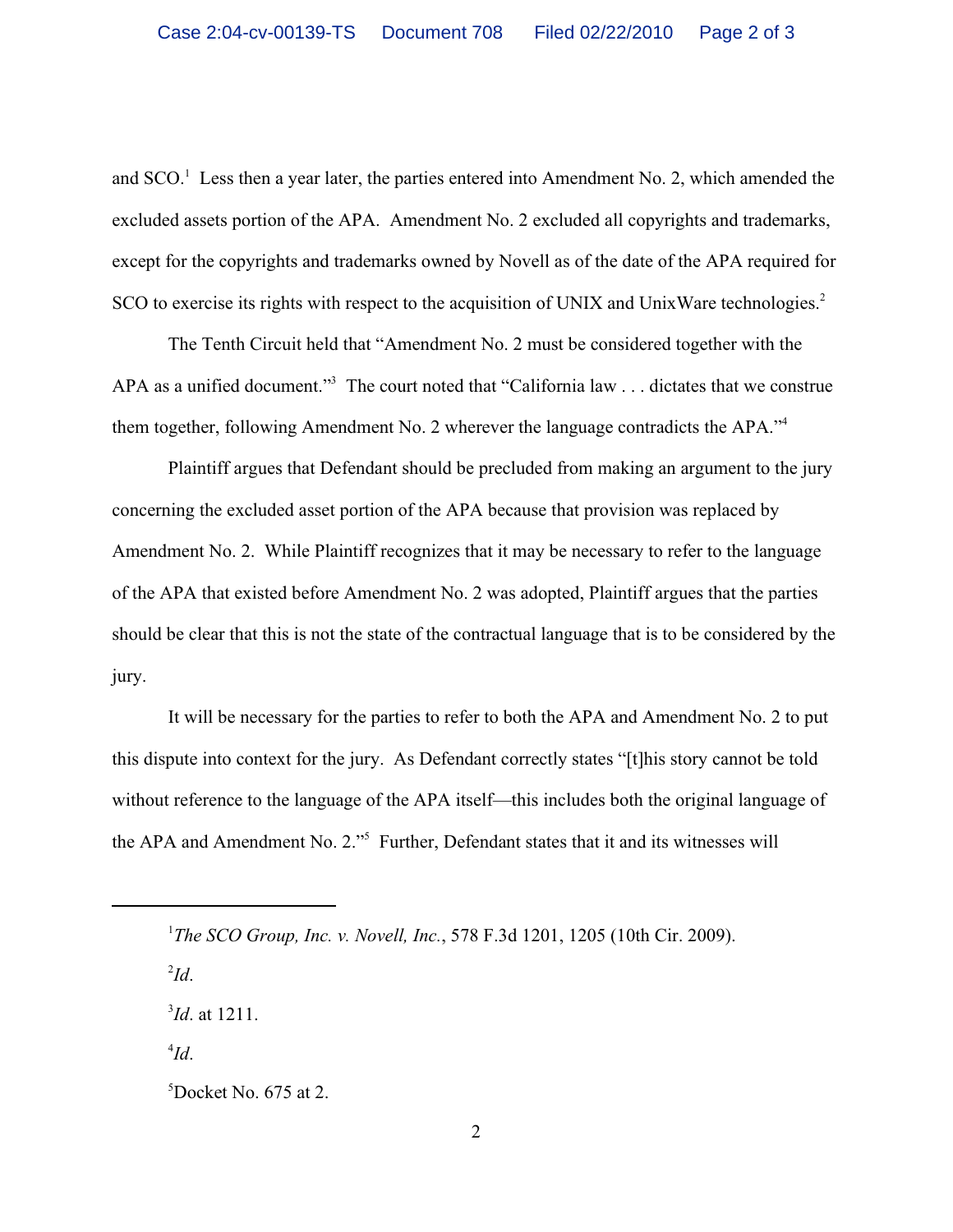and SCO.[1] Less then a year later, the parties entered into Amendment No. 2, which amended the excluded assets portion of the APA. Amendment No. 2 excluded all copyrights and trademarks, except for the copyrights and trademarks owned by Novell as of the date of the APA required for SCO to exercise its rights with respect to the acquisition of UNIX and UnixWare technologies.[2]

The Tenth Circuit held that "Amendment No. 2 must be considered together with the APA as a unified document."[3] The court noted that "California law . . . dictates that we construe them together, following Amendment No. 2 wherever the language contradicts the APA."[4]

Plaintiff argues that Defendant should be precluded from making an argument to the jury concerning the excluded asset portion of the APA because that provision was replaced by Amendment No. 2. While Plaintiff recognizes that it may be necessary to refer to the language of the APA that existed before Amendment No. 2 was adopted, Plaintiff argues that the parties should be clear that this is not the state of the contractual language that is to be considered by the jury.

It will be necessary for the parties to refer to both the APA and Amendment No. 2 to put this dispute into context for the jury. As Defendant correctly states "[t]his story cannot be told without reference to the language of the APA itself—this includes both the original language of the APA and Amendment No. 2."[5] Further, Defendant states that it and its witnesses will

---

[1] *The SCO Group, Inc. v. Novell, Inc.*, 578 F.3d 1201, 1205 (10th Cir. 2009).

[2] *Id*.

[3] *Id*. at 1211.

[4] *Id*.

[5] Docket No. 675 at 2.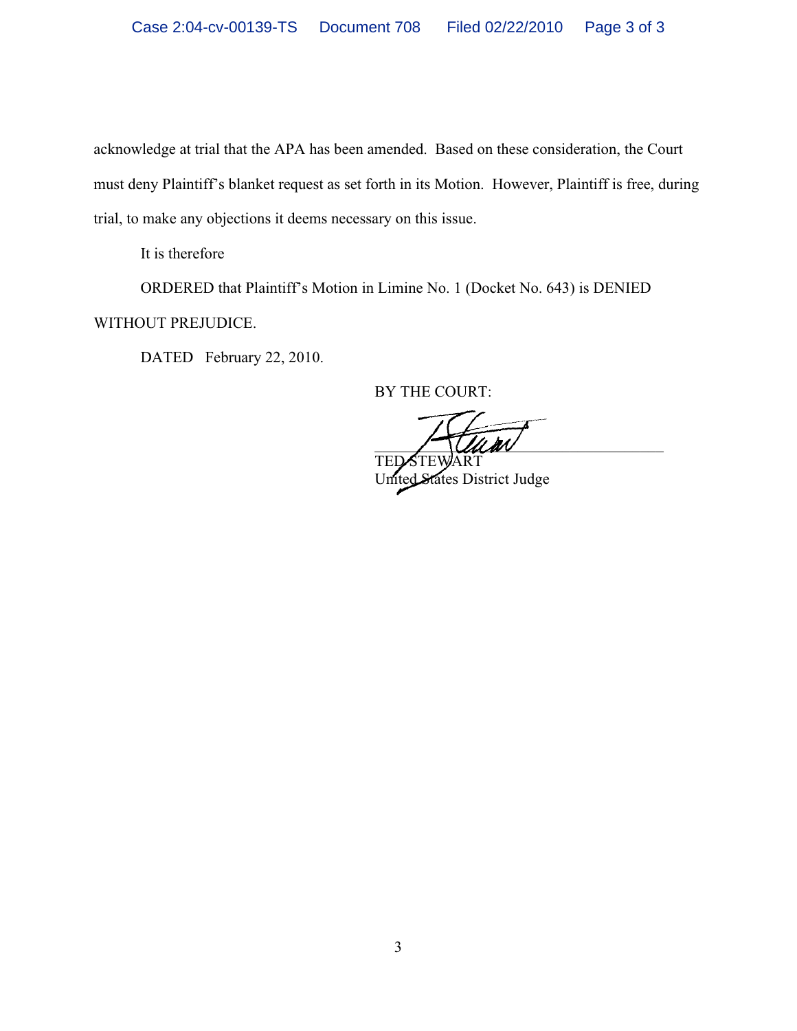acknowledge at trial that the APA has been amended. Based on these consideration, the Court must deny Plaintiff's blanket request as set forth in its Motion. However, Plaintiff is free, during trial, to make any objections it deems necessary on this issue.

It is therefore

ORDERED that Plaintiff's Motion in Limine No. 1 (Docket No. 643) is DENIED WITHOUT PREJUDICE.

DATED February 22, 2010.

BY THE COURT:

TED STEWART
United States District Judge